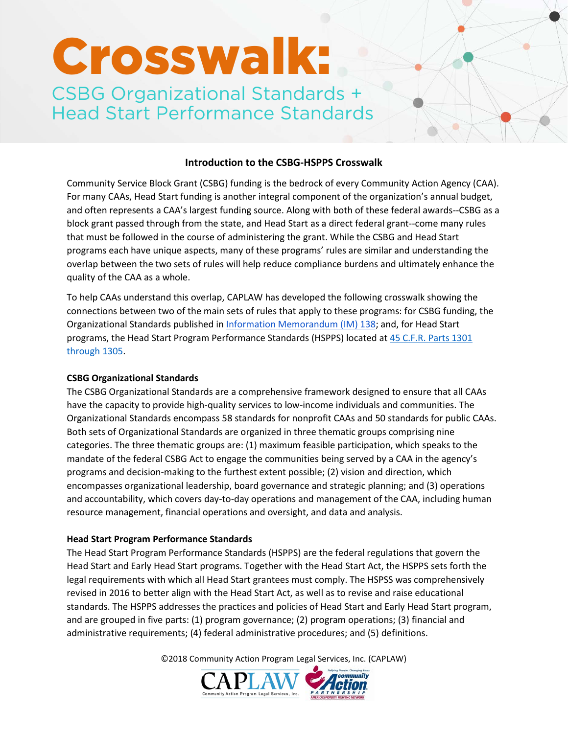# Crosswalk:

## CSBG Organizational Standards + Head Start Performance Standards

### Introduction to the CSBG-HSPPS Crosswalk

Community Service Block Grant (CSBG) funding is the bedrock of every Community Action Agency (CAA). For many CAAs, Head Start funding is another integral component of the organization's annual budget, and often represents a CAA's largest funding source. Along with both of these federal awards--CSBG as a block grant passed through from the state, and Head Start as a direct federal grant--come many rules that must be followed in the course of administering the grant. While the CSBG and Head Start programs each have unique aspects, many of these programs' rules are similar and understanding the overlap between the two sets of rules will help reduce compliance burdens and ultimately enhance the quality of the CAA as a whole.

To help CAAs understand this overlap, CAPLAW has developed the following crosswalk showing the connections between two of the main sets of rules that apply to these programs: for CSBG funding, the Organizational Standards published in Information Memorandum (IM) 138; and, for Head Start programs, the Head Start Program Performance Standards (HSPPS) located at 45 C.F.R. Parts 1301 through 1305.

**CSBG Organizational Standards**

The CSBG Organizational Standards are a comprehensive framework designed to ensure that all CAAs have the capacity to provide high-quality services to low-income individuals and communities. The Organizational Standards encompass 58 standards for nonprofit CAAs and 50 standards for public CAAs. Both sets of Organizational Standards are organized in three thematic groups comprising nine categories. The three thematic groups are: (1) maximum feasible participation, which speaks to the mandate of the federal CSBG Act to engage the communities being served by a CAA in the agency's programs and decision-making to the furthest extent possible; (2) vision and direction, which encompasses organizational leadership, board governance and strategic planning; and (3) operations and accountability, which covers day-to-day operations and management of the CAA, including human resource management, financial operations and oversight, and data and analysis.

**Head Start Program Performance Standards**

The Head Start Program Performance Standards (HSPPS) are the federal regulations that govern the Head Start and Early Head Start programs. Together with the Head Start Act, the HSPPS sets forth the legal requirements with which all Head Start grantees must comply. The HSPSS was comprehensively revised in 2016 to better align with the Head Start Act, as well as to revise and raise educational standards. The HSPPS addresses the practices and policies of Head Start and Early Head Start program, and are grouped in five parts: (1) program governance; (2) program operations; (3) financial and administrative requirements; (4) federal administrative procedures; and (5) definitions.

©2018 Community Action Program Legal Services, Inc. (CAPLAW)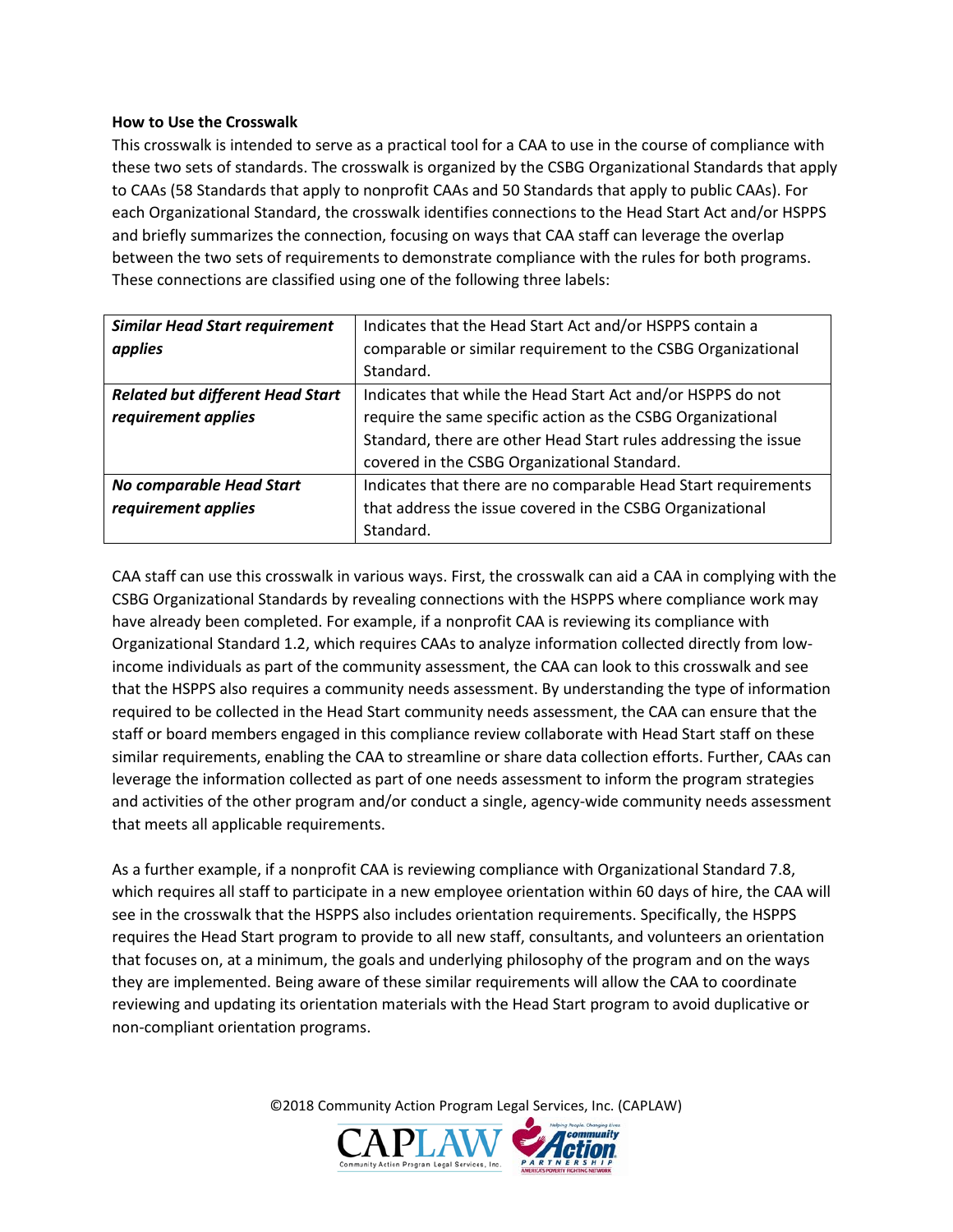**How to Use the Crosswalk**

This crosswalk is intended to serve as a practical tool for a CAA to use in the course of compliance with these two sets of standards. The crosswalk is organized by the CSBG Organizational Standards that apply to CAAs (58 Standards that apply to nonprofit CAAs and 50 Standards that apply to public CAAs). For each Organizational Standard, the crosswalk identifies connections to the Head Start Act and/or HSPPS and briefly summarizes the connection, focusing on ways that CAA staff can leverage the overlap between the two sets of requirements to demonstrate compliance with the rules for both programs. These connections are classified using one of the following three labels:

| | |
|---|---|
| ***Similar Head Start requirement applies*** | Indicates that the Head Start Act and/or HSPPS contain a comparable or similar requirement to the CSBG Organizational Standard. |
| ***Related but different Head Start requirement applies*** | Indicates that while the Head Start Act and/or HSPPS do not require the same specific action as the CSBG Organizational Standard, there are other Head Start rules addressing the issue covered in the CSBG Organizational Standard. |
| ***No comparable Head Start requirement applies*** | Indicates that there are no comparable Head Start requirements that address the issue covered in the CSBG Organizational Standard. |

CAA staff can use this crosswalk in various ways. First, the crosswalk can aid a CAA in complying with the CSBG Organizational Standards by revealing connections with the HSPPS where compliance work may have already been completed. For example, if a nonprofit CAA is reviewing its compliance with Organizational Standard 1.2, which requires CAAs to analyze information collected directly from low-income individuals as part of the community assessment, the CAA can look to this crosswalk and see that the HSPPS also requires a community needs assessment. By understanding the type of information required to be collected in the Head Start community needs assessment, the CAA can ensure that the staff or board members engaged in this compliance review collaborate with Head Start staff on these similar requirements, enabling the CAA to streamline or share data collection efforts. Further, CAAs can leverage the information collected as part of one needs assessment to inform the program strategies and activities of the other program and/or conduct a single, agency-wide community needs assessment that meets all applicable requirements.

As a further example, if a nonprofit CAA is reviewing compliance with Organizational Standard 7.8, which requires all staff to participate in a new employee orientation within 60 days of hire, the CAA will see in the crosswalk that the HSPPS also includes orientation requirements. Specifically, the HSPPS requires the Head Start program to provide to all new staff, consultants, and volunteers an orientation that focuses on, at a minimum, the goals and underlying philosophy of the program and on the ways they are implemented. Being aware of these similar requirements will allow the CAA to coordinate reviewing and updating its orientation materials with the Head Start program to avoid duplicative or non-compliant orientation programs.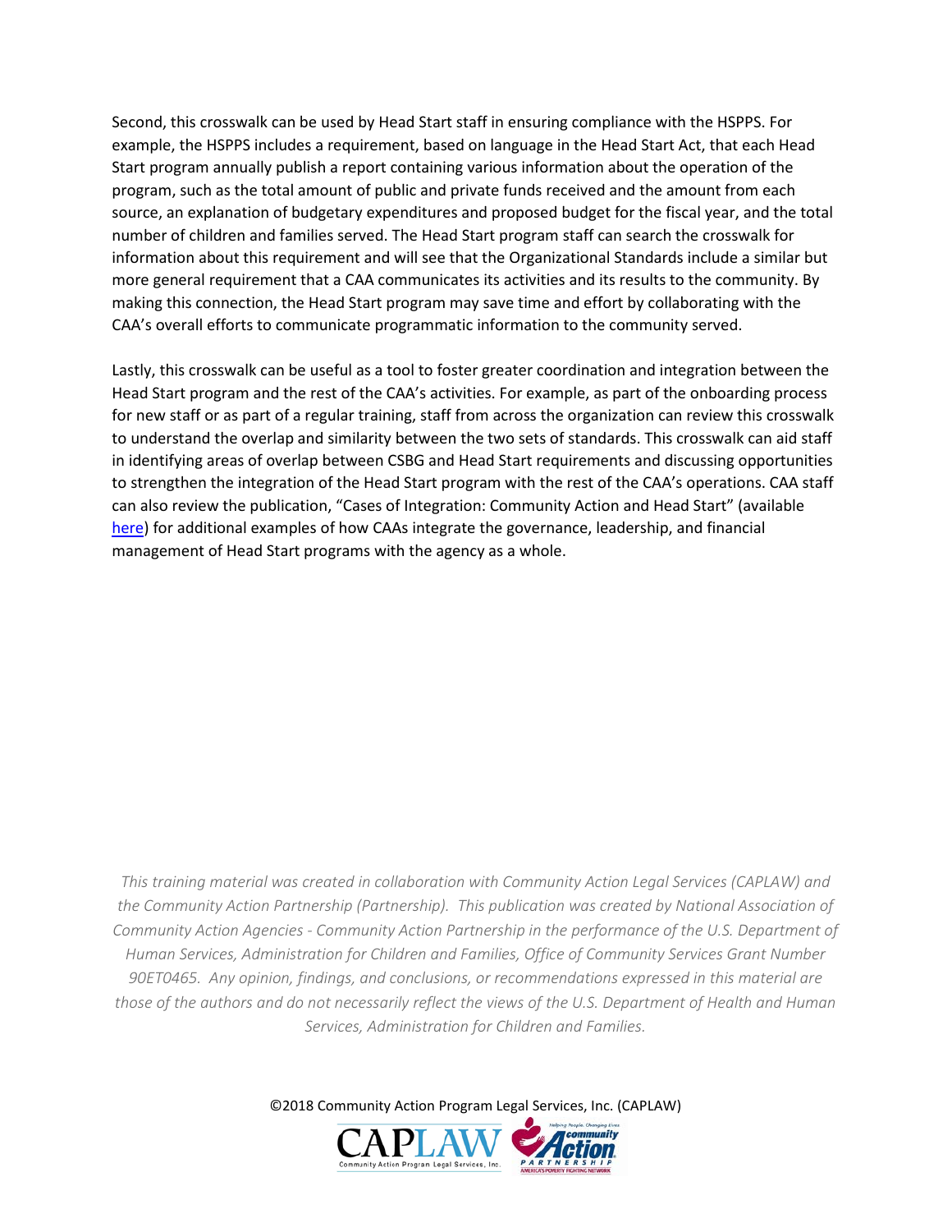Second, this crosswalk can be used by Head Start staff in ensuring compliance with the HSPPS. For example, the HSPPS includes a requirement, based on language in the Head Start Act, that each Head Start program annually publish a report containing various information about the operation of the program, such as the total amount of public and private funds received and the amount from each source, an explanation of budgetary expenditures and proposed budget for the fiscal year, and the total number of children and families served. The Head Start program staff can search the crosswalk for information about this requirement and will see that the Organizational Standards include a similar but more general requirement that a CAA communicates its activities and its results to the community. By making this connection, the Head Start program may save time and effort by collaborating with the CAA's overall efforts to communicate programmatic information to the community served.

Lastly, this crosswalk can be useful as a tool to foster greater coordination and integration between the Head Start program and the rest of the CAA's activities. For example, as part of the onboarding process for new staff or as part of a regular training, staff from across the organization can review this crosswalk to understand the overlap and similarity between the two sets of standards. This crosswalk can aid staff in identifying areas of overlap between CSBG and Head Start requirements and discussing opportunities to strengthen the integration of the Head Start program with the rest of the CAA's operations. CAA staff can also review the publication, "Cases of Integration: Community Action and Head Start" (available here) for additional examples of how CAAs integrate the governance, leadership, and financial management of Head Start programs with the agency as a whole.

*This training material was created in collaboration with Community Action Legal Services (CAPLAW) and the Community Action Partnership (Partnership). This publication was created by National Association of Community Action Agencies - Community Action Partnership in the performance of the U.S. Department of Human Services, Administration for Children and Families, Office of Community Services Grant Number 90ET0465. Any opinion, findings, and conclusions, or recommendations expressed in this material are those of the authors and do not necessarily reflect the views of the U.S. Department of Health and Human Services, Administration for Children and Families.*

©2018 Community Action Program Legal Services, Inc. (CAPLAW)